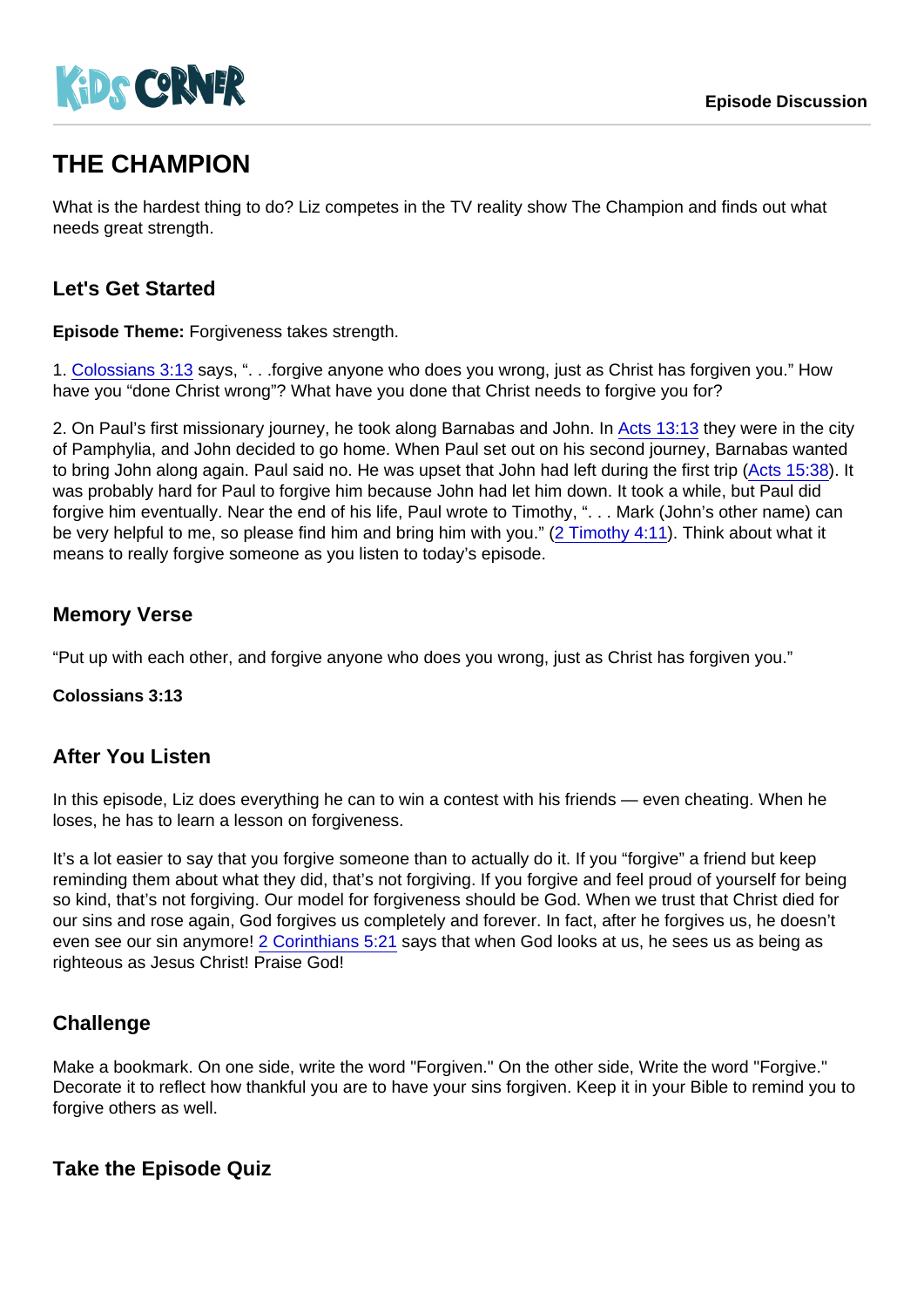KiDS CORNER

Episode Discussion

# THE CHAMPION

What is the hardest thing to do? Liz competes in the TV reality show The Champion and finds out what needs great strength.

## Let's Get Started

**Episode Theme:** Forgiveness takes strength.

1. Colossians 3:13 says, ". . .forgive anyone who does you wrong, just as Christ has forgiven you." How have you "done Christ wrong"? What have you done that Christ needs to forgive you for?

2. On Paul's first missionary journey, he took along Barnabas and John. In Acts 13:13 they were in the city of Pamphylia, and John decided to go home. When Paul set out on his second journey, Barnabas wanted to bring John along again. Paul said no. He was upset that John had left during the first trip (Acts 15:38). It was probably hard for Paul to forgive him because John had let him down. It took a while, but Paul did forgive him eventually. Near the end of his life, Paul wrote to Timothy, ". . . Mark (John's other name) can be very helpful to me, so please find him and bring him with you." (2 Timothy 4:11). Think about what it means to really forgive someone as you listen to today's episode.

## Memory Verse

"Put up with each other, and forgive anyone who does you wrong, just as Christ has forgiven you."

**Colossians 3:13**

## After You Listen

In this episode, Liz does everything he can to win a contest with his friends — even cheating. When he loses, he has to learn a lesson on forgiveness.

It's a lot easier to say that you forgive someone than to actually do it. If you "forgive" a friend but keep reminding them about what they did, that's not forgiving. If you forgive and feel proud of yourself for being so kind, that's not forgiving. Our model for forgiveness should be God. When we trust that Christ died for our sins and rose again, God forgives us completely and forever. In fact, after he forgives us, he doesn't even see our sin anymore! 2 Corinthians 5:21 says that when God looks at us, he sees us as being as righteous as Jesus Christ! Praise God!

## Challenge

Make a bookmark. On one side, write the word "Forgiven." On the other side, Write the word "Forgive." Decorate it to reflect how thankful you are to have your sins forgiven. Keep it in your Bible to remind you to forgive others as well.

## Take the Episode Quiz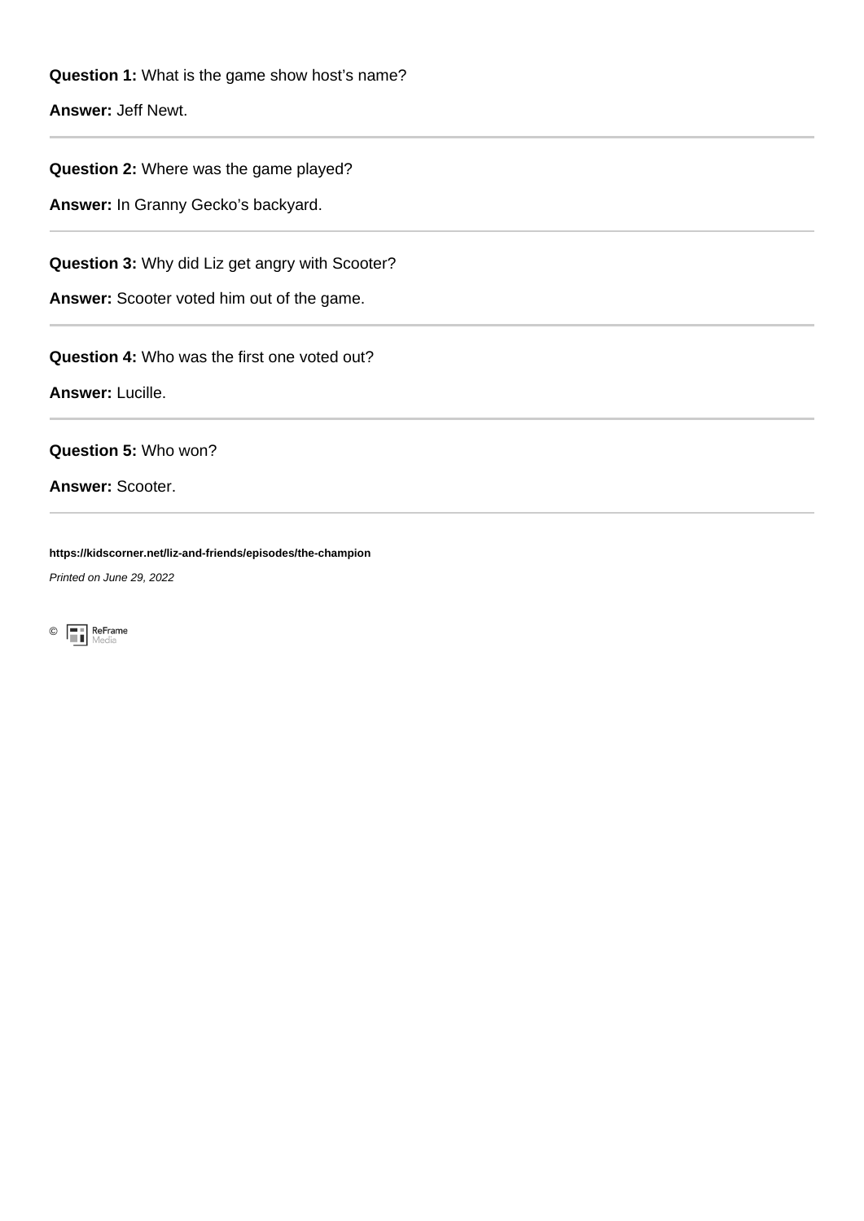**Question 1:** What is the game show host's name?

**Answer:** Jeff Newt.

---

**Question 2:** Where was the game played?

**Answer:** In Granny Gecko's backyard.

---

**Question 3:** Why did Liz get angry with Scooter?

**Answer:** Scooter voted him out of the game.

---

**Question 4:** Who was the first one voted out?

**Answer:** Lucille.

---

**Question 5:** Who won?

**Answer:** Scooter.

---

**https://kidscorner.net/liz-and-friends/episodes/the-champion**

*Printed on June 29, 2022*

© ReFrame Media